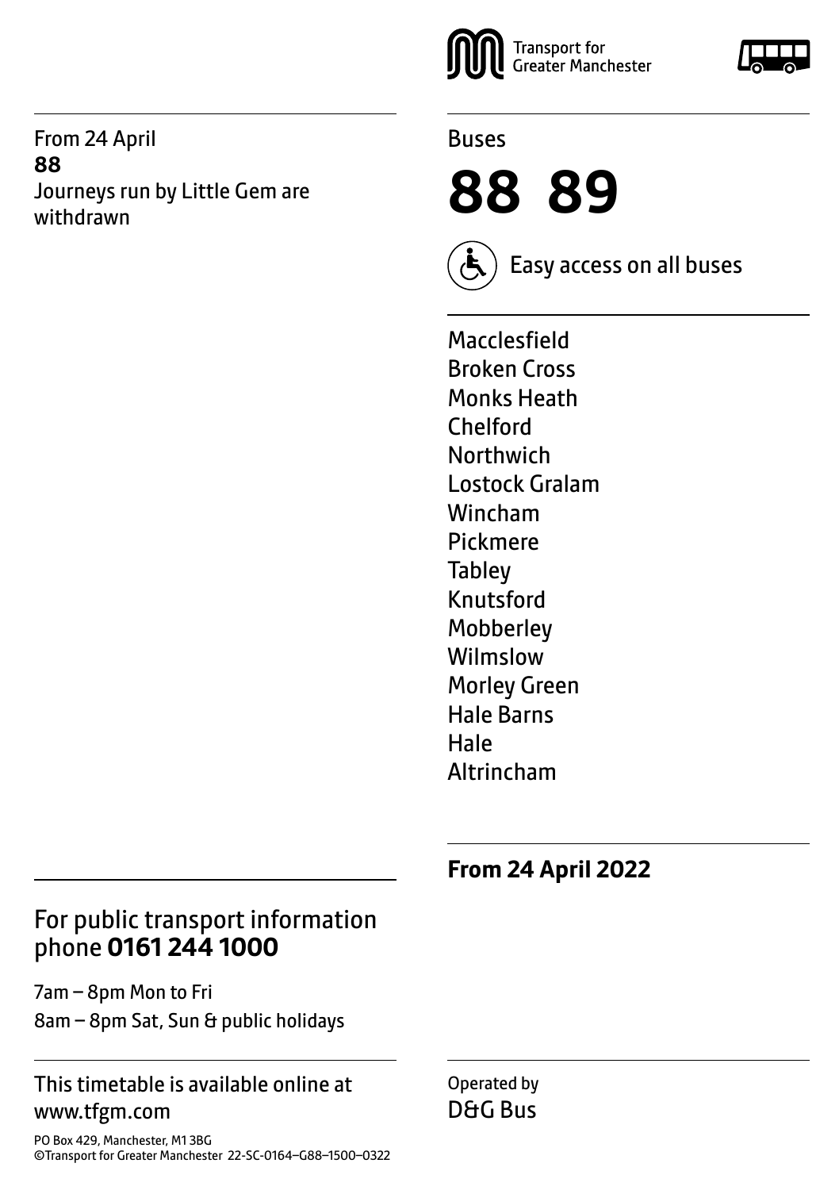Transport for Greater Manchester

From 24 April
**88**
Journeys run by Little Gem are withdrawn

Buses

# 88 89

Easy access on all buses

Macclesfield
Broken Cross
Monks Heath
Chelford
Northwich
Lostock Gralam
Wincham
Pickmere
Tabley
Knutsford
Mobberley
Wilmslow
Morley Green
Hale Barns
Hale
Altrincham

**From 24 April 2022**

For public transport information phone **0161 244 1000**

7am – 8pm Mon to Fri
8am – 8pm Sat, Sun & public holidays

This timetable is available online at www.tfgm.com

Operated by
D&G Bus

PO Box 429, Manchester, M1 3BG
©Transport for Greater Manchester 22-SC-0164–G88–1500–0322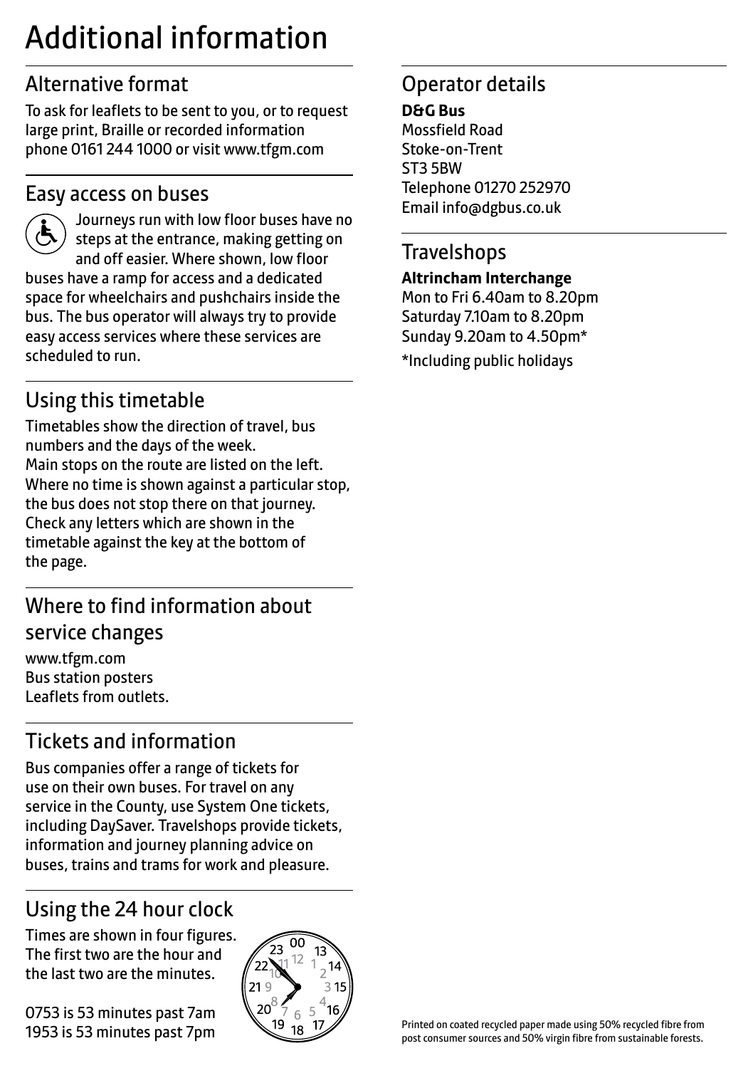# Additional information

## Alternative format

To ask for leaflets to be sent to you, or to request large print, Braille or recorded information phone 0161 244 1000 or visit www.tfgm.com

## Easy access on buses

Journeys run with low floor buses have no steps at the entrance, making getting on and off easier. Where shown, low floor buses have a ramp for access and a dedicated space for wheelchairs and pushchairs inside the bus. The bus operator will always try to provide easy access services where these services are scheduled to run.

## Using this timetable

Timetables show the direction of travel, bus numbers and the days of the week.
Main stops on the route are listed on the left. Where no time is shown against a particular stop, the bus does not stop there on that journey. Check any letters which are shown in the timetable against the key at the bottom of the page.

## Where to find information about service changes

www.tfgm.com
Bus station posters
Leaflets from outlets.

## Tickets and information

Bus companies offer a range of tickets for use on their own buses. For travel on any service in the County, use System One tickets, including DaySaver. Travelshops provide tickets, information and journey planning advice on buses, trains and trams for work and pleasure.

## Using the 24 hour clock

Times are shown in four figures. The first two are the hour and the last two are the minutes.

0753 is 53 minutes past 7am
1953 is 53 minutes past 7pm

## Operator details

**D&G Bus**
Mossfield Road
Stoke-on-Trent
ST3 5BW
Telephone 01270 252970
Email info@dgbus.co.uk

## Travelshops

**Altrincham Interchange**
Mon to Fri 6.40am to 8.20pm
Saturday 7.10am to 8.20pm
Sunday 9.20am to 4.50pm*

*Including public holidays

Printed on coated recycled paper made using 50% recycled fibre from post consumer sources and 50% virgin fibre from sustainable forests.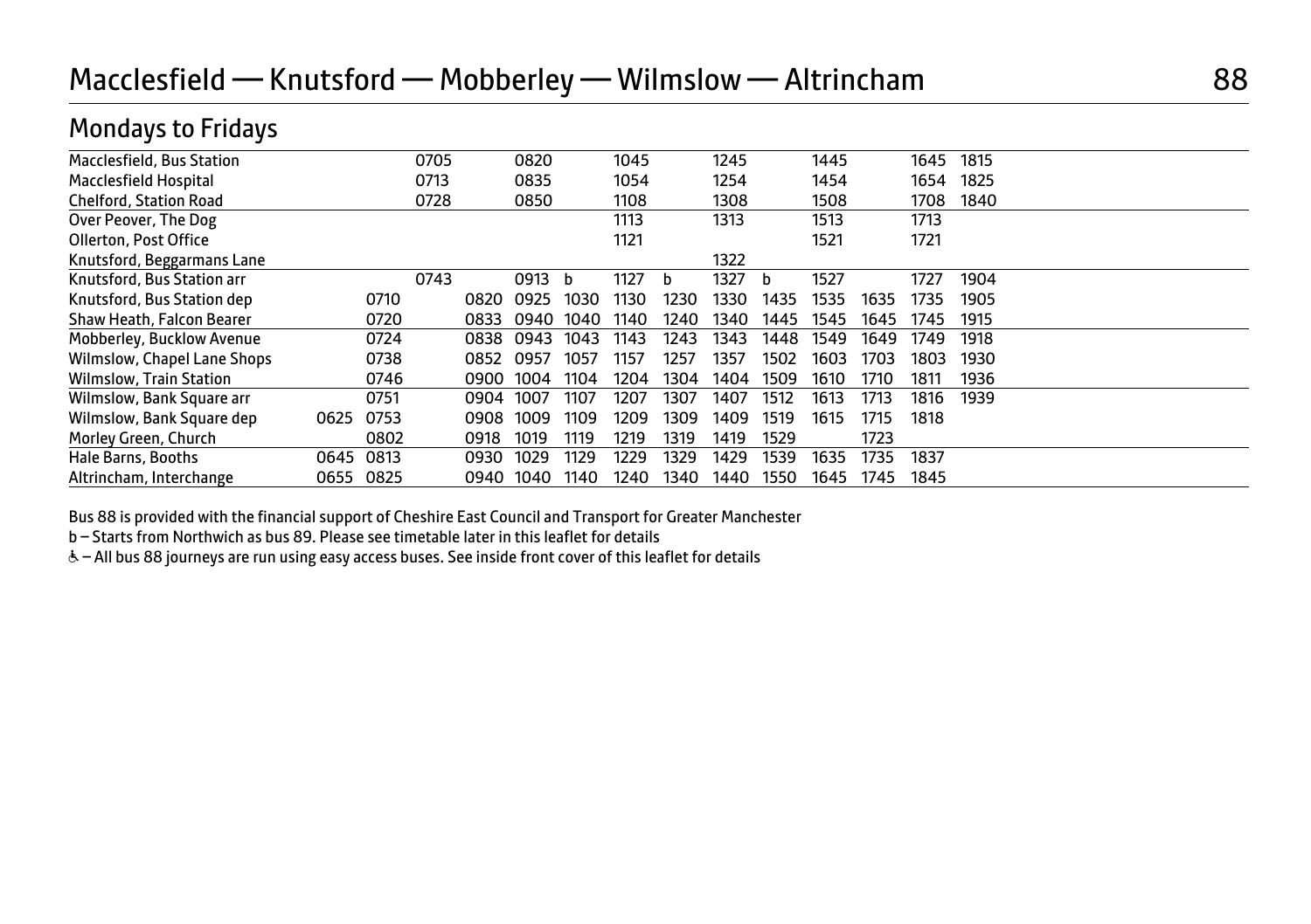# Macclesfield — Knutsford — Mobberley — Wilmslow — Altrincham 88

## Mondays to Fridays

| | | | | | | | | | | | | | | |
|---|---|---|---|---|---|---|---|---|---|---|---|---|---|---|
| Macclesfield, Bus Station | | | 0705 | | 0820 | | 1045 | | 1245 | | 1445 | | 1645 | 1815 |
| Macclesfield Hospital | | | 0713 | | 0835 | | 1054 | | 1254 | | 1454 | | 1654 | 1825 |
| Chelford, Station Road | | | 0728 | | 0850 | | 1108 | | 1308 | | 1508 | | 1708 | 1840 |
| Over Peover, The Dog | | | | | | | 1113 | | 1313 | | 1513 | | 1713 | |
| Ollerton, Post Office | | | | | | | 1121 | | | | 1521 | | 1721 | |
| Knutsford, Beggarmans Lane | | | | | | | | | 1322 | | | | | |
| Knutsford, Bus Station arr | | | 0743 | | 0913 | b | 1127 | b | 1327 | b | 1527 | | 1727 | 1904 |
| Knutsford, Bus Station dep | | 0710 | | 0820 | 0925 | 1030 | 1130 | 1230 | 1330 | 1435 | 1535 | 1635 | 1735 | 1905 |
| Shaw Heath, Falcon Bearer | | 0720 | | 0833 | 0940 | 1040 | 1140 | 1240 | 1340 | 1445 | 1545 | 1645 | 1745 | 1915 |
| Mobberley, Bucklow Avenue | | 0724 | | 0838 | 0943 | 1043 | 1143 | 1243 | 1343 | 1448 | 1549 | 1649 | 1749 | 1918 |
| Wilmslow, Chapel Lane Shops | | 0738 | | 0852 | 0957 | 1057 | 1157 | 1257 | 1357 | 1502 | 1603 | 1703 | 1803 | 1930 |
| Wilmslow, Train Station | | 0746 | | 0900 | 1004 | 1104 | 1204 | 1304 | 1404 | 1509 | 1610 | 1710 | 1811 | 1936 |
| Wilmslow, Bank Square arr | | 0751 | | 0904 | 1007 | 1107 | 1207 | 1307 | 1407 | 1512 | 1613 | 1713 | 1816 | 1939 |
| Wilmslow, Bank Square dep | 0625 | 0753 | | 0908 | 1009 | 1109 | 1209 | 1309 | 1409 | 1519 | 1615 | 1715 | 1818 | |
| Morley Green, Church | | 0802 | | 0918 | 1019 | 1119 | 1219 | 1319 | 1419 | 1529 | | 1723 | | |
| Hale Barns, Booths | 0645 | 0813 | | 0930 | 1029 | 1129 | 1229 | 1329 | 1429 | 1539 | 1635 | 1735 | 1837 | |
| Altrincham, Interchange | 0655 | 0825 | | 0940 | 1040 | 1140 | 1240 | 1340 | 1440 | 1550 | 1645 | 1745 | 1845 | |

Bus 88 is provided with the financial support of Cheshire East Council and Transport for Greater Manchester

b – Starts from Northwich as bus 89. Please see timetable later in this leaflet for details

♿ – All bus 88 journeys are run using easy access buses. See inside front cover of this leaflet for details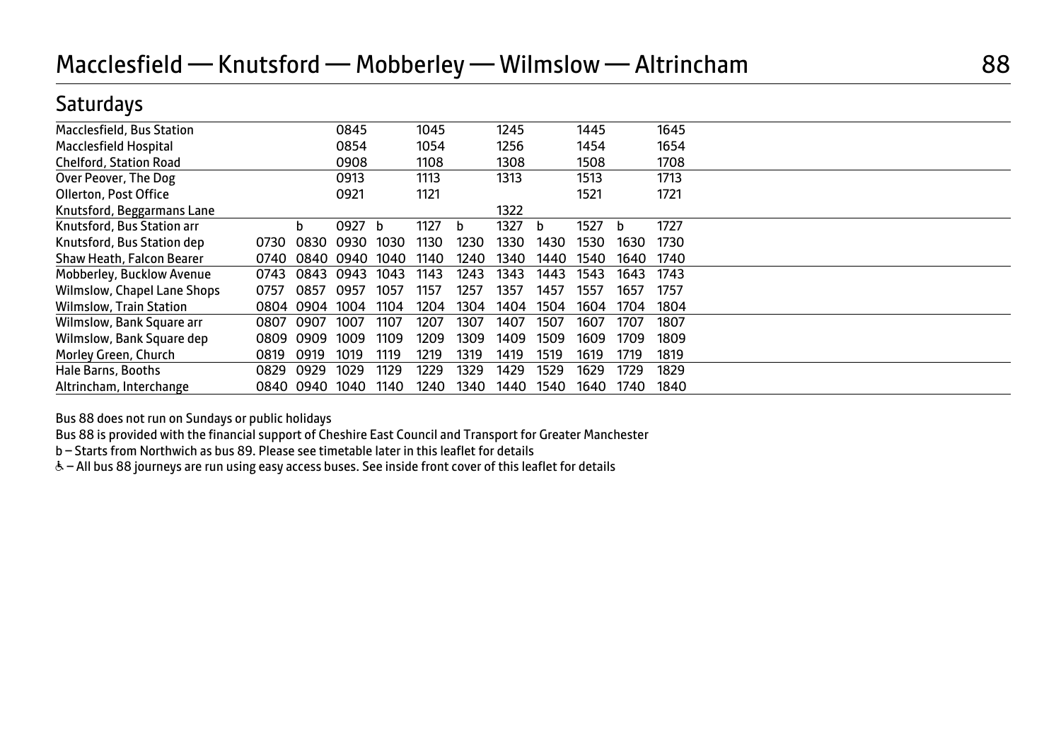# Macclesfield — Knutsford — Mobberley — Wilmslow — Altrincham 88

## Saturdays

| | | | | | | | | | | | |
|---|---|---|---|---|---|---|---|---|---|---|---|
| Macclesfield, Bus Station | | | 0845 | | 1045 | | 1245 | | 1445 | | 1645 |
| Macclesfield Hospital | | | 0854 | | 1054 | | 1256 | | 1454 | | 1654 |
| Chelford, Station Road | | | 0908 | | 1108 | | 1308 | | 1508 | | 1708 |
| Over Peover, The Dog | | | 0913 | | 1113 | | 1313 | | 1513 | | 1713 |
| Ollerton, Post Office | | | 0921 | | 1121 | | | | 1521 | | 1721 |
| Knutsford, Beggarmans Lane | | | | | | | 1322 | | | | |
| Knutsford, Bus Station arr | | b | 0927 | b | 1127 | b | 1327 | b | 1527 | b | 1727 |
| Knutsford, Bus Station dep | 0730 | 0830 | 0930 | 1030 | 1130 | 1230 | 1330 | 1430 | 1530 | 1630 | 1730 |
| Shaw Heath, Falcon Bearer | 0740 | 0840 | 0940 | 1040 | 1140 | 1240 | 1340 | 1440 | 1540 | 1640 | 1740 |
| Mobberley, Bucklow Avenue | 0743 | 0843 | 0943 | 1043 | 1143 | 1243 | 1343 | 1443 | 1543 | 1643 | 1743 |
| Wilmslow, Chapel Lane Shops | 0757 | 0857 | 0957 | 1057 | 1157 | 1257 | 1357 | 1457 | 1557 | 1657 | 1757 |
| Wilmslow, Train Station | 0804 | 0904 | 1004 | 1104 | 1204 | 1304 | 1404 | 1504 | 1604 | 1704 | 1804 |
| Wilmslow, Bank Square arr | 0807 | 0907 | 1007 | 1107 | 1207 | 1307 | 1407 | 1507 | 1607 | 1707 | 1807 |
| Wilmslow, Bank Square dep | 0809 | 0909 | 1009 | 1109 | 1209 | 1309 | 1409 | 1509 | 1609 | 1709 | 1809 |
| Morley Green, Church | 0819 | 0919 | 1019 | 1119 | 1219 | 1319 | 1419 | 1519 | 1619 | 1719 | 1819 |
| Hale Barns, Booths | 0829 | 0929 | 1029 | 1129 | 1229 | 1329 | 1429 | 1529 | 1629 | 1729 | 1829 |
| Altrincham, Interchange | 0840 | 0940 | 1040 | 1140 | 1240 | 1340 | 1440 | 1540 | 1640 | 1740 | 1840 |

Bus 88 does not run on Sundays or public holidays

Bus 88 is provided with the financial support of Cheshire East Council and Transport for Greater Manchester

b – Starts from Northwich as bus 89. Please see timetable later in this leaflet for details

♿ – All bus 88 journeys are run using easy access buses. See inside front cover of this leaflet for details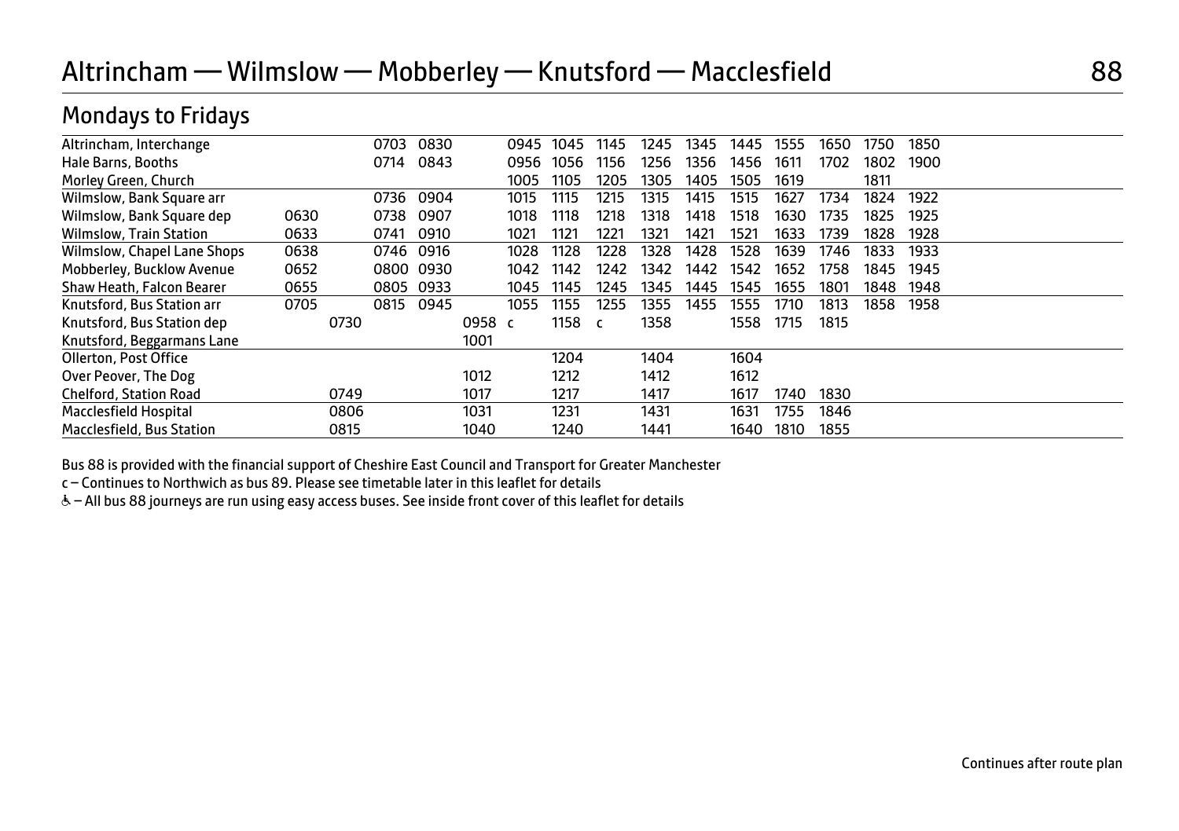# Altrincham — Wilmslow — Mobberley — Knutsford — Macclesfield

## Mondays to Fridays

| Stop | | | | | | | | | | | | | | | |
|---|---|---|---|---|---|---|---|---|---|---|---|---|---|---|---|
| Altrincham, Interchange | | | 0703 | 0830 | | 0945 | 1045 | 1145 | 1245 | 1345 | 1445 | 1555 | 1650 | 1750 | 1850 |
| Hale Barns, Booths | | | 0714 | 0843 | | 0956 | 1056 | 1156 | 1256 | 1356 | 1456 | 1611 | 1702 | 1802 | 1900 |
| Morley Green, Church | | | | | | 1005 | 1105 | 1205 | 1305 | 1405 | 1505 | 1619 | | 1811 | |
| Wilmslow, Bank Square arr | | | 0736 | 0904 | | 1015 | 1115 | 1215 | 1315 | 1415 | 1515 | 1627 | 1734 | 1824 | 1922 |
| Wilmslow, Bank Square dep | 0630 | | 0738 | 0907 | | 1018 | 1118 | 1218 | 1318 | 1418 | 1518 | 1630 | 1735 | 1825 | 1925 |
| Wilmslow, Train Station | 0633 | | 0741 | 0910 | | 1021 | 1121 | 1221 | 1321 | 1421 | 1521 | 1633 | 1739 | 1828 | 1928 |
| Wilmslow, Chapel Lane Shops | 0638 | | 0746 | 0916 | | 1028 | 1128 | 1228 | 1328 | 1428 | 1528 | 1639 | 1746 | 1833 | 1933 |
| Mobberley, Bucklow Avenue | 0652 | | 0800 | 0930 | | 1042 | 1142 | 1242 | 1342 | 1442 | 1542 | 1652 | 1758 | 1845 | 1945 |
| Shaw Heath, Falcon Bearer | 0655 | | 0805 | 0933 | | 1045 | 1145 | 1245 | 1345 | 1445 | 1545 | 1655 | 1801 | 1848 | 1948 |
| Knutsford, Bus Station arr | 0705 | | 0815 | 0945 | | 1055 | 1155 | 1255 | 1355 | 1455 | 1555 | 1710 | 1813 | 1858 | 1958 |
| Knutsford, Bus Station dep | | 0730 | | | 0958 | c | 1158 | c | 1358 | | 1558 | 1715 | 1815 | | |
| Knutsford, Beggarmans Lane | | | | | 1001 | | | | | | | | | | |
| Ollerton, Post Office | | | | | | | 1204 | | 1404 | | 1604 | | | | |
| Over Peover, The Dog | | | | | 1012 | | 1212 | | 1412 | | 1612 | | | | |
| Chelford, Station Road | | 0749 | | | 1017 | | 1217 | | 1417 | | 1617 | 1740 | 1830 | | |
| Macclesfield Hospital | | 0806 | | | 1031 | | 1231 | | 1431 | | 1631 | 1755 | 1846 | | |
| Macclesfield, Bus Station | | 0815 | | | 1040 | | 1240 | | 1441 | | 1640 | 1810 | 1855 | | |

Bus 88 is provided with the financial support of Cheshire East Council and Transport for Greater Manchester

c – Continues to Northwich as bus 89. Please see timetable later in this leaflet for details

♿ – All bus 88 journeys are run using easy access buses. See inside front cover of this leaflet for details

Continues after route plan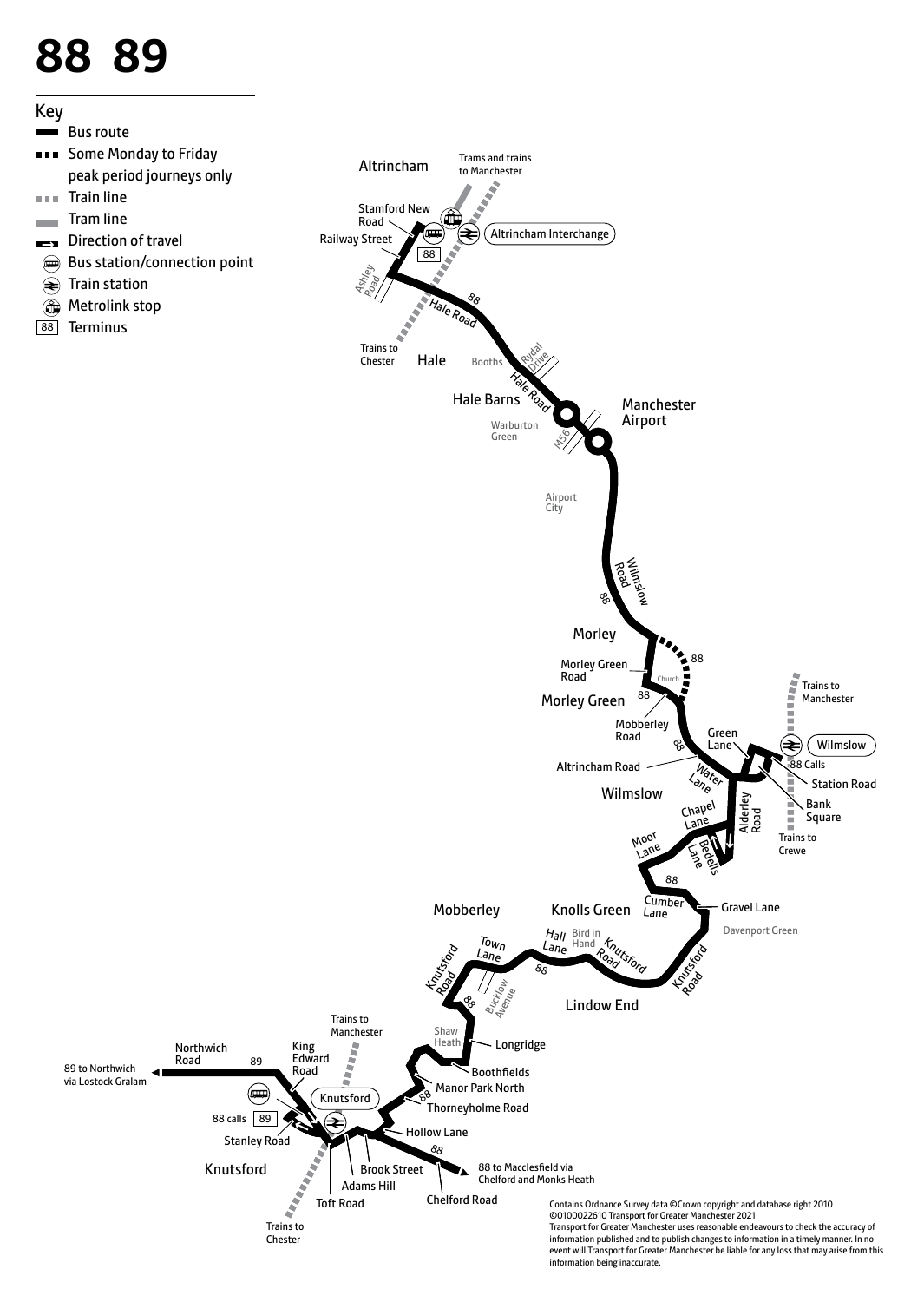# 88 89

## Key

- Bus route
- Some Monday to Friday peak period journeys only
- Train line
- Tram line
- Direction of travel
- Bus station/connection point
- Train station
- Metrolink stop
- 88 Terminus

Altrincham

Trams and trains to Manchester

Stamford New Road

Railway Street

Altrincham Interchange

88

Ashley Road

Hale Road

Trains to Chester

Hale

Booths

Rydal Drive

Hale Road

Hale Barns

Warburton Green

M56

Manchester Airport

Airport City

Wilmslow Road

Morley

Morley Green Road

Church

Morley Green

Mobberley Road

Green Lane

Wilmslow

Trains to Manchester

Altrincham Road

Water Lane

88 Calls

Station Road

Wilmslow

Bank Square

Alderley Road

Chapel Lane

Trains to Crewe

Moor Lane

Bedells Lane

Cumber Lane

Gravel Lane

Davenport Green

Mobberley

Knolls Green

Hall Lane

Bird in Hand

Knutsford Road

Town Lane

Knutsford Road

Bucklow Avenue

Knutsford Road

Lindow End

Shaw Heath

Longridge

Boothfields

Manor Park North

Thorneyholme Road

Hollow Lane

88 to Macclesfield via Chelford and Monks Heath

Chelford Road

Brook Street

Adams Hill

Toft Road

Trains to Chester

Knutsford

Stanley Road

88 calls 89

Knutsford

King Edward Road

Trains to Manchester

Northwich Road

89 to Northwich via Lostock Gralam

Contains Ordnance Survey data ©Crown copyright and database right 2010 ©0100022610 Transport for Greater Manchester 2021

Transport for Greater Manchester uses reasonable endeavours to check the accuracy of information published and to publish changes to information in a timely manner. In no event will Transport for Greater Manchester be liable for any loss that may arise from this information being inaccurate.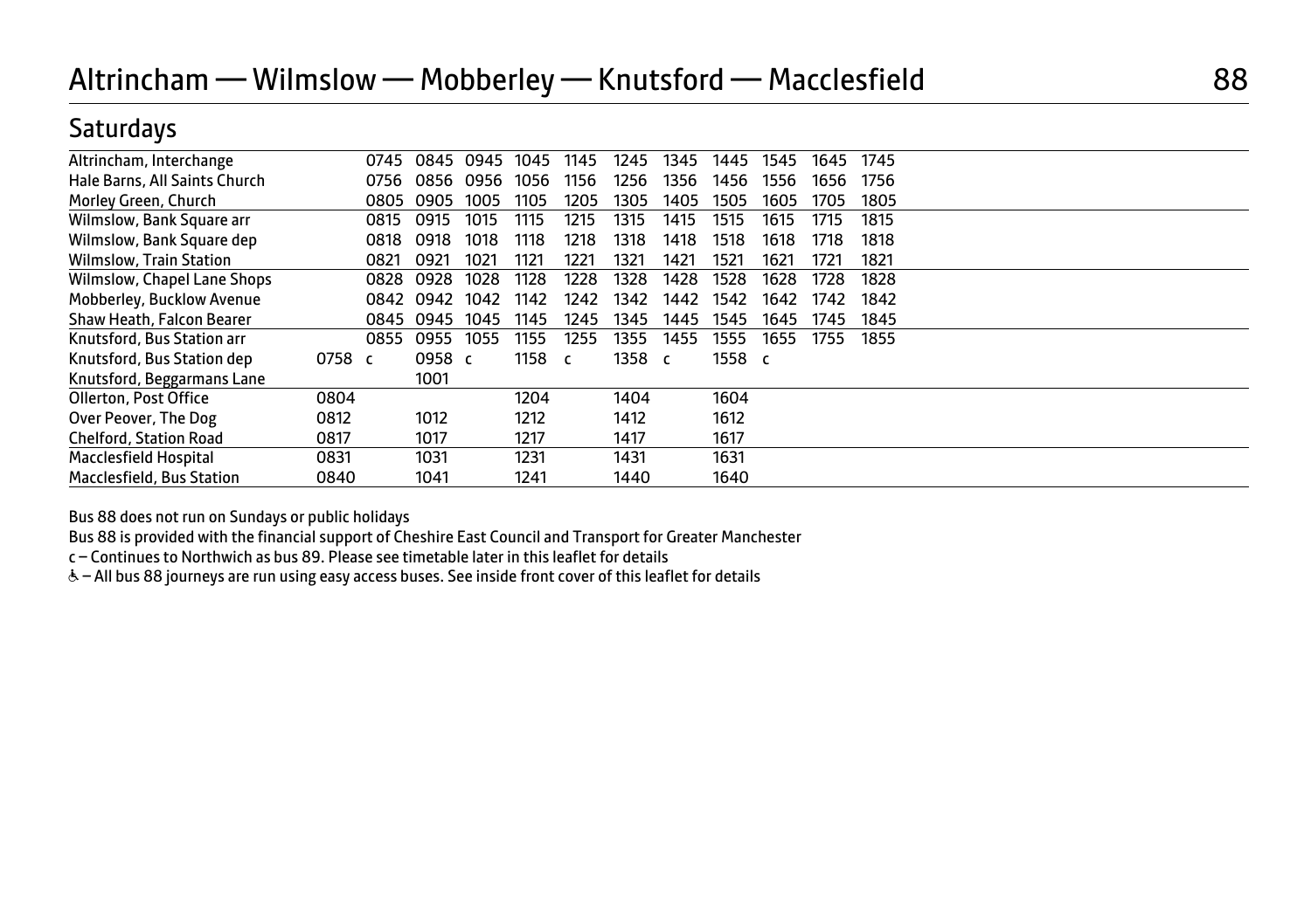# Altrincham — Wilmslow — Mobberley — Knutsford — Macclesfield

## 88

### Saturdays

| | | | | | | | | | | | |
|---|---|---|---|---|---|---|---|---|---|---|---|
| Altrincham, Interchange | | 0745 | 0845 | 0945 | 1045 | 1145 | 1245 | 1345 | 1445 | 1545 | 1645 | 1745 |
| Hale Barns, All Saints Church | | 0756 | 0856 | 0956 | 1056 | 1156 | 1256 | 1356 | 1456 | 1556 | 1656 | 1756 |
| Morley Green, Church | | 0805 | 0905 | 1005 | 1105 | 1205 | 1305 | 1405 | 1505 | 1605 | 1705 | 1805 |
| Wilmslow, Bank Square arr | | 0815 | 0915 | 1015 | 1115 | 1215 | 1315 | 1415 | 1515 | 1615 | 1715 | 1815 |
| Wilmslow, Bank Square dep | | 0818 | 0918 | 1018 | 1118 | 1218 | 1318 | 1418 | 1518 | 1618 | 1718 | 1818 |
| Wilmslow, Train Station | | 0821 | 0921 | 1021 | 1121 | 1221 | 1321 | 1421 | 1521 | 1621 | 1721 | 1821 |
| Wilmslow, Chapel Lane Shops | | 0828 | 0928 | 1028 | 1128 | 1228 | 1328 | 1428 | 1528 | 1628 | 1728 | 1828 |
| Mobberley, Bucklow Avenue | | 0842 | 0942 | 1042 | 1142 | 1242 | 1342 | 1442 | 1542 | 1642 | 1742 | 1842 |
| Shaw Heath, Falcon Bearer | | 0845 | 0945 | 1045 | 1145 | 1245 | 1345 | 1445 | 1545 | 1645 | 1745 | 1845 |
| Knutsford, Bus Station arr | | 0855 | 0955 | 1055 | 1155 | 1255 | 1355 | 1455 | 1555 | 1655 | 1755 | 1855 |
| Knutsford, Bus Station dep | 0758 | c | 0958 | c | 1158 | c | 1358 | c | 1558 | c | | |
| Knutsford, Beggarmans Lane | | | 1001 | | | | | | | | | |
| Ollerton, Post Office | 0804 | | | | 1204 | | 1404 | | 1604 | | | |
| Over Peover, The Dog | 0812 | | 1012 | | 1212 | | 1412 | | 1612 | | | |
| Chelford, Station Road | 0817 | | 1017 | | 1217 | | 1417 | | 1617 | | | |
| Macclesfield Hospital | 0831 | | 1031 | | 1231 | | 1431 | | 1631 | | | |
| Macclesfield, Bus Station | 0840 | | 1041 | | 1241 | | 1440 | | 1640 | | | |

Bus 88 does not run on Sundays or public holidays

Bus 88 is provided with the financial support of Cheshire East Council and Transport for Greater Manchester

c – Continues to Northwich as bus 89. Please see timetable later in this leaflet for details

♿ – All bus 88 journeys are run using easy access buses. See inside front cover of this leaflet for details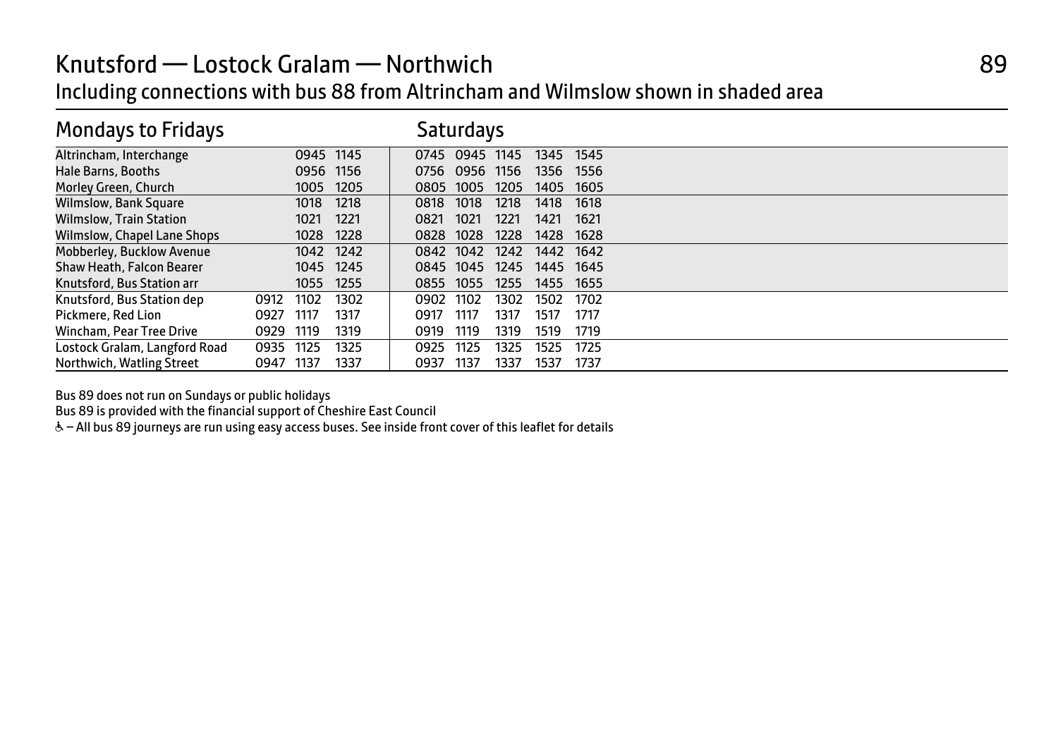# Knutsford — Lostock Gralam — Northwich

## Including connections with bus 88 from Altrincham and Wilmslow shown in shaded area

| Mondays to Fridays | | | | Saturdays | | | | |
|---|---|---|---|---|---|---|---|---|
| Altrincham, Interchange | | 0945 | 1145 | 0745 | 0945 | 1145 | 1345 | 1545 |
| Hale Barns, Booths | | 0956 | 1156 | 0756 | 0956 | 1156 | 1356 | 1556 |
| Morley Green, Church | | 1005 | 1205 | 0805 | 1005 | 1205 | 1405 | 1605 |
| Wilmslow, Bank Square | | 1018 | 1218 | 0818 | 1018 | 1218 | 1418 | 1618 |
| Wilmslow, Train Station | | 1021 | 1221 | 0821 | 1021 | 1221 | 1421 | 1621 |
| Wilmslow, Chapel Lane Shops | | 1028 | 1228 | 0828 | 1028 | 1228 | 1428 | 1628 |
| Mobberley, Bucklow Avenue | | 1042 | 1242 | 0842 | 1042 | 1242 | 1442 | 1642 |
| Shaw Heath, Falcon Bearer | | 1045 | 1245 | 0845 | 1045 | 1245 | 1445 | 1645 |
| Knutsford, Bus Station arr | | 1055 | 1255 | 0855 | 1055 | 1255 | 1455 | 1655 |
| Knutsford, Bus Station dep | 0912 | 1102 | 1302 | 0902 | 1102 | 1302 | 1502 | 1702 |
| Pickmere, Red Lion | 0927 | 1117 | 1317 | 0917 | 1117 | 1317 | 1517 | 1717 |
| Wincham, Pear Tree Drive | 0929 | 1119 | 1319 | 0919 | 1119 | 1319 | 1519 | 1719 |
| Lostock Gralam, Langford Road | 0935 | 1125 | 1325 | 0925 | 1125 | 1325 | 1525 | 1725 |
| Northwich, Watling Street | 0947 | 1137 | 1337 | 0937 | 1137 | 1337 | 1537 | 1737 |

Bus 89 does not run on Sundays or public holidays

Bus 89 is provided with the financial support of Cheshire East Council

♿ – All bus 89 journeys are run using easy access buses. See inside front cover of this leaflet for details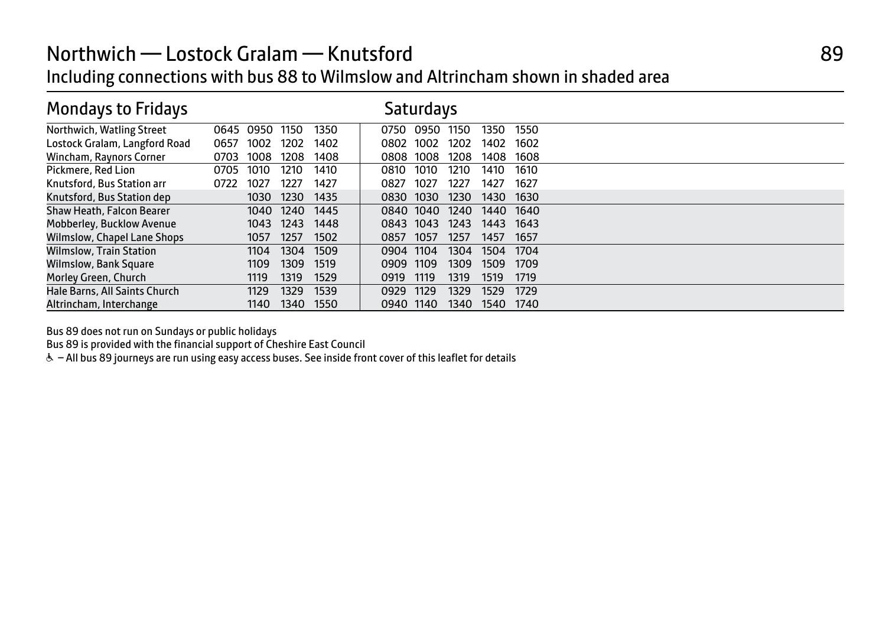# Northwich — Lostock Gralam — Knutsford

## Including connections with bus 88 to Wilmslow and Altrincham shown in shaded area

| | Mondays to Fridays | | | | Saturdays | | | | |
|---|---|---|---|---|---|---|---|---|---|
| Northwich, Watling Street | 0645 | 0950 | 1150 | 1350 | 0750 | 0950 | 1150 | 1350 | 1550 |
| Lostock Gralam, Langford Road | 0657 | 1002 | 1202 | 1402 | 0802 | 1002 | 1202 | 1402 | 1602 |
| Wincham, Raynors Corner | 0703 | 1008 | 1208 | 1408 | 0808 | 1008 | 1208 | 1408 | 1608 |
| Pickmere, Red Lion | 0705 | 1010 | 1210 | 1410 | 0810 | 1010 | 1210 | 1410 | 1610 |
| Knutsford, Bus Station arr | 0722 | 1027 | 1227 | 1427 | 0827 | 1027 | 1227 | 1427 | 1627 |
| Knutsford, Bus Station dep | | 1030 | 1230 | 1435 | 0830 | 1030 | 1230 | 1430 | 1630 |
| Shaw Heath, Falcon Bearer | | 1040 | 1240 | 1445 | 0840 | 1040 | 1240 | 1440 | 1640 |
| Mobberley, Bucklow Avenue | | 1043 | 1243 | 1448 | 0843 | 1043 | 1243 | 1443 | 1643 |
| Wilmslow, Chapel Lane Shops | | 1057 | 1257 | 1502 | 0857 | 1057 | 1257 | 1457 | 1657 |
| Wilmslow, Train Station | | 1104 | 1304 | 1509 | 0904 | 1104 | 1304 | 1504 | 1704 |
| Wilmslow, Bank Square | | 1109 | 1309 | 1519 | 0909 | 1109 | 1309 | 1509 | 1709 |
| Morley Green, Church | | 1119 | 1319 | 1529 | 0919 | 1119 | 1319 | 1519 | 1719 |
| Hale Barns, All Saints Church | | 1129 | 1329 | 1539 | 0929 | 1129 | 1329 | 1529 | 1729 |
| Altrincham, Interchange | | 1140 | 1340 | 1550 | 0940 | 1140 | 1340 | 1540 | 1740 |

Bus 89 does not run on Sundays or public holidays

Bus 89 is provided with the financial support of Cheshire East Council

♿ – All bus 89 journeys are run using easy access buses. See inside front cover of this leaflet for details